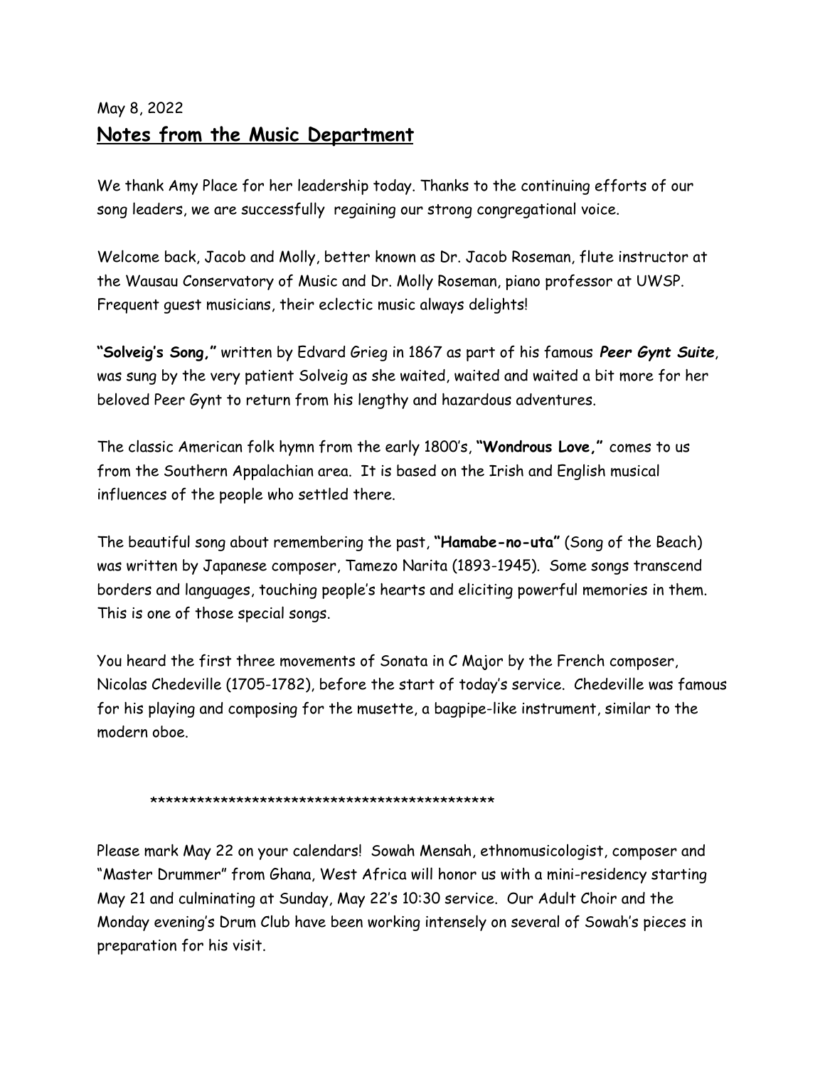May 8, 2022

## Notes from the Music Department

We thank Amy Place for her leadership today. Thanks to the continuing efforts of our song leaders, we are successfully regaining our strong congregational voice.

Welcome back, Jacob and Molly, better known as Dr. Jacob Roseman, flute instructor at the Wausau Conservatory of Music and Dr. Molly Roseman, piano professor at UWSP. Frequent guest musicians, their eclectic music always delights!

**"Solveig's Song,"** written by Edvard Grieg in 1867 as part of his famous ***Peer Gynt Suite***, was sung by the very patient Solveig as she waited, waited and waited a bit more for her beloved Peer Gynt to return from his lengthy and hazardous adventures.

The classic American folk hymn from the early 1800's, **"Wondrous Love,"** comes to us from the Southern Appalachian area. It is based on the Irish and English musical influences of the people who settled there.

The beautiful song about remembering the past, **"Hamabe-no-uta"** (Song of the Beach) was written by Japanese composer, Tamezo Narita (1893-1945). Some songs transcend borders and languages, touching people's hearts and eliciting powerful memories in them. This is one of those special songs.

You heard the first three movements of Sonata in C Major by the French composer, Nicolas Chedeville (1705-1782), before the start of today's service. Chedeville was famous for his playing and composing for the musette, a bagpipe-like instrument, similar to the modern oboe.

********************************************

Please mark May 22 on your calendars! Sowah Mensah, ethnomusicologist, composer and "Master Drummer" from Ghana, West Africa will honor us with a mini-residency starting May 21 and culminating at Sunday, May 22's 10:30 service. Our Adult Choir and the Monday evening's Drum Club have been working intensely on several of Sowah's pieces in preparation for his visit.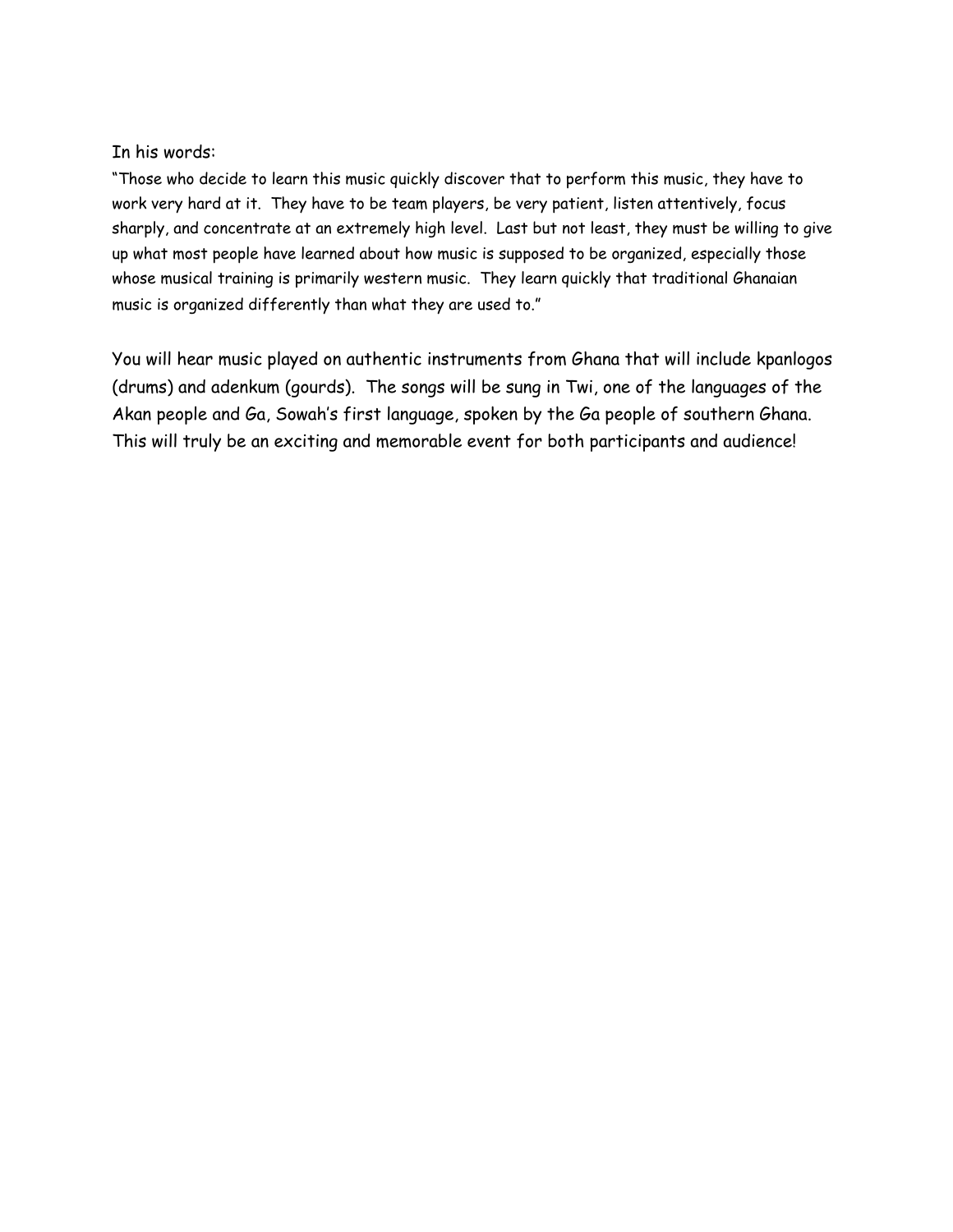In his words:

"Those who decide to learn this music quickly discover that to perform this music, they have to work very hard at it. They have to be team players, be very patient, listen attentively, focus sharply, and concentrate at an extremely high level. Last but not least, they must be willing to give up what most people have learned about how music is supposed to be organized, especially those whose musical training is primarily western music. They learn quickly that traditional Ghanaian music is organized differently than what they are used to."

You will hear music played on authentic instruments from Ghana that will include kpanlogos (drums) and adenkum (gourds). The songs will be sung in Twi, one of the languages of the Akan people and Ga, Sowah's first language, spoken by the Ga people of southern Ghana. This will truly be an exciting and memorable event for both participants and audience!